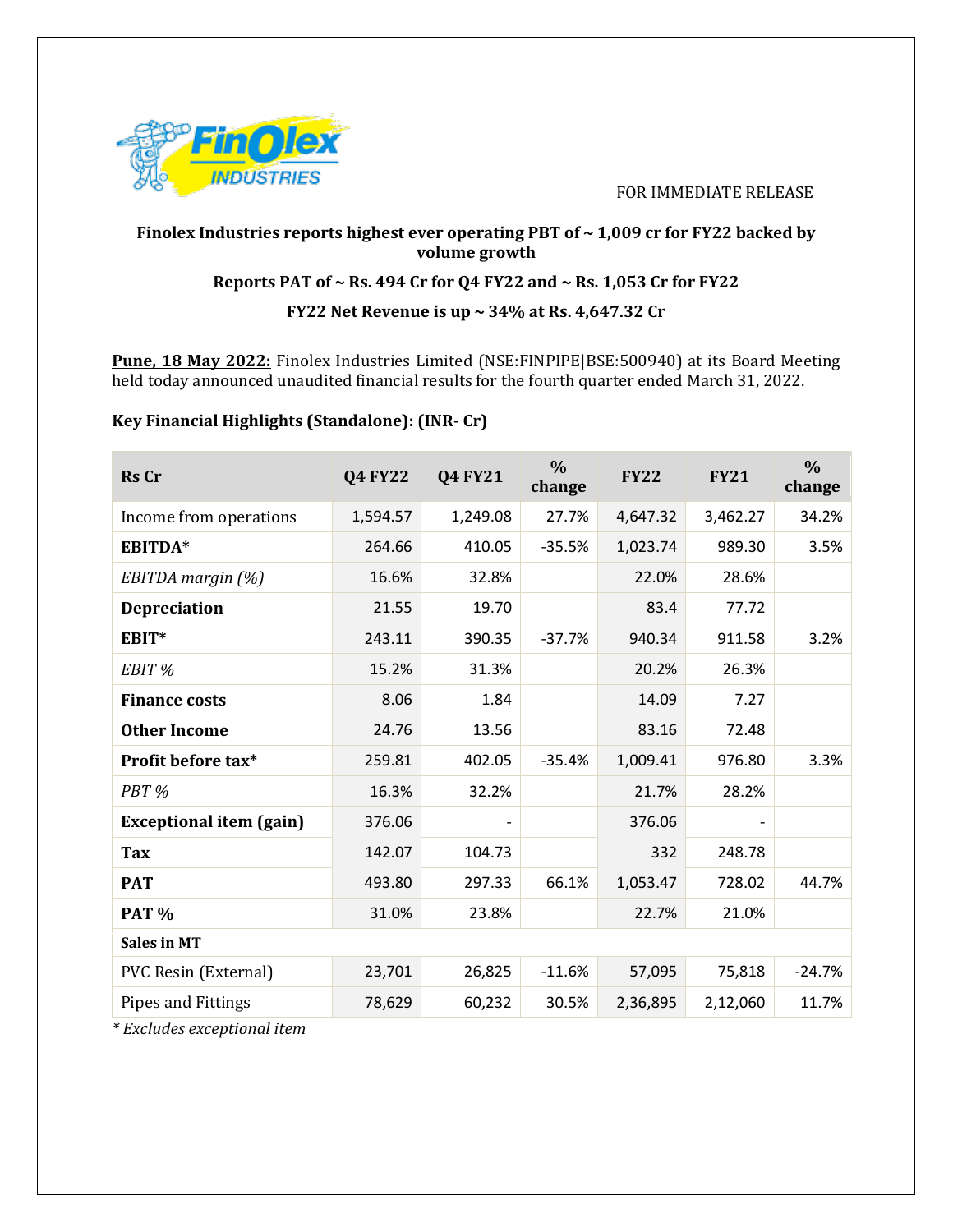FOR IMMEDIATE RELEASE

**Finolex Industries reports highest ever operating PBT of ~ 1,009 cr for FY22 backed by volume growth**

**Reports PAT of ~ Rs. 494 Cr for Q4 FY22 and ~ Rs. 1,053 Cr for FY22**

**FY22 Net Revenue is up ~ 34% at Rs. 4,647.32 Cr**

**Pune, 18 May 2022:** Finolex Industries Limited (NSE:FINPIPE|BSE:500940) at its Board Meeting held today announced unaudited financial results for the fourth quarter ended March 31, 2022.

**Key Financial Highlights (Standalone): (INR- Cr)**

| Rs Cr | Q4 FY22 | Q4 FY21 | % change | FY22 | FY21 | % change |
|---|---|---|---|---|---|---|
| Income from operations | 1,594.57 | 1,249.08 | 27.7% | 4,647.32 | 3,462.27 | 34.2% |
| **EBITDA*** | 264.66 | 410.05 | -35.5% | 1,023.74 | 989.30 | 3.5% |
| *EBITDA margin (%)* | 16.6% | 32.8% | | 22.0% | 28.6% | |
| **Depreciation** | 21.55 | 19.70 | | 83.4 | 77.72 | |
| **EBIT*** | 243.11 | 390.35 | -37.7% | 940.34 | 911.58 | 3.2% |
| *EBIT %* | 15.2% | 31.3% | | 20.2% | 26.3% | |
| **Finance costs** | 8.06 | 1.84 | | 14.09 | 7.27 | |
| **Other Income** | 24.76 | 13.56 | | 83.16 | 72.48 | |
| **Profit before tax*** | 259.81 | 402.05 | -35.4% | 1,009.41 | 976.80 | 3.3% |
| *PBT %* | 16.3% | 32.2% | | 21.7% | 28.2% | |
| **Exceptional item (gain)** | 376.06 | - | | 376.06 | - | |
| **Tax** | 142.07 | 104.73 | | 332 | 248.78 | |
| **PAT** | 493.80 | 297.33 | 66.1% | 1,053.47 | 728.02 | 44.7% |
| **PAT %** | 31.0% | 23.8% | | 22.7% | 21.0% | |
| **Sales in MT** | | | | | | |
| PVC Resin (External) | 23,701 | 26,825 | -11.6% | 57,095 | 75,818 | -24.7% |
| Pipes and Fittings | 78,629 | 60,232 | 30.5% | 2,36,895 | 2,12,060 | 11.7% |

*\* Excludes exceptional item*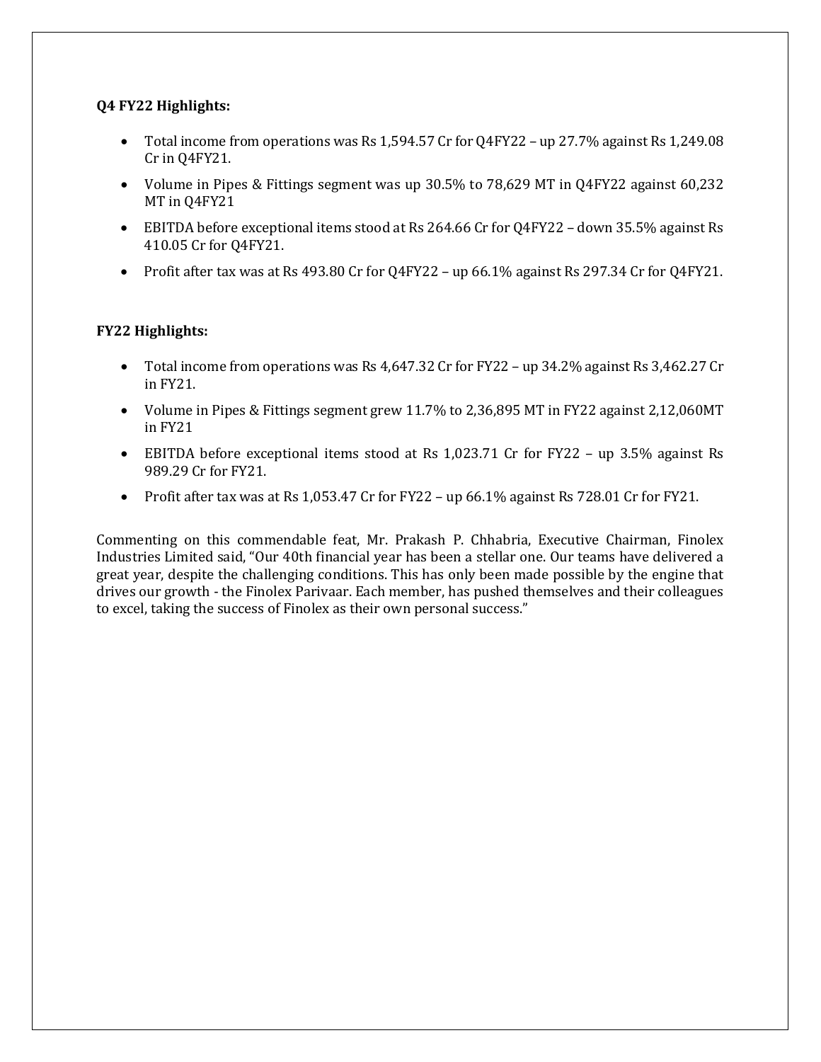**Q4 FY22 Highlights:**

- Total income from operations was Rs 1,594.57 Cr for Q4FY22 – up 27.7% against Rs 1,249.08 Cr in Q4FY21.
- Volume in Pipes & Fittings segment was up 30.5% to 78,629 MT in Q4FY22 against 60,232 MT in Q4FY21
- EBITDA before exceptional items stood at Rs 264.66 Cr for Q4FY22 – down 35.5% against Rs 410.05 Cr for Q4FY21.
- Profit after tax was at Rs 493.80 Cr for Q4FY22 – up 66.1% against Rs 297.34 Cr for Q4FY21.

**FY22 Highlights:**

- Total income from operations was Rs 4,647.32 Cr for FY22 – up 34.2% against Rs 3,462.27 Cr in FY21.
- Volume in Pipes & Fittings segment grew 11.7% to 2,36,895 MT in FY22 against 2,12,060MT in FY21
- EBITDA before exceptional items stood at Rs 1,023.71 Cr for FY22 – up 3.5% against Rs 989.29 Cr for FY21.
- Profit after tax was at Rs 1,053.47 Cr for FY22 – up 66.1% against Rs 728.01 Cr for FY21.

Commenting on this commendable feat, Mr. Prakash P. Chhabria, Executive Chairman, Finolex Industries Limited said, "Our 40th financial year has been a stellar one. Our teams have delivered a great year, despite the challenging conditions. This has only been made possible by the engine that drives our growth - the Finolex Parivaar. Each member, has pushed themselves and their colleagues to excel, taking the success of Finolex as their own personal success."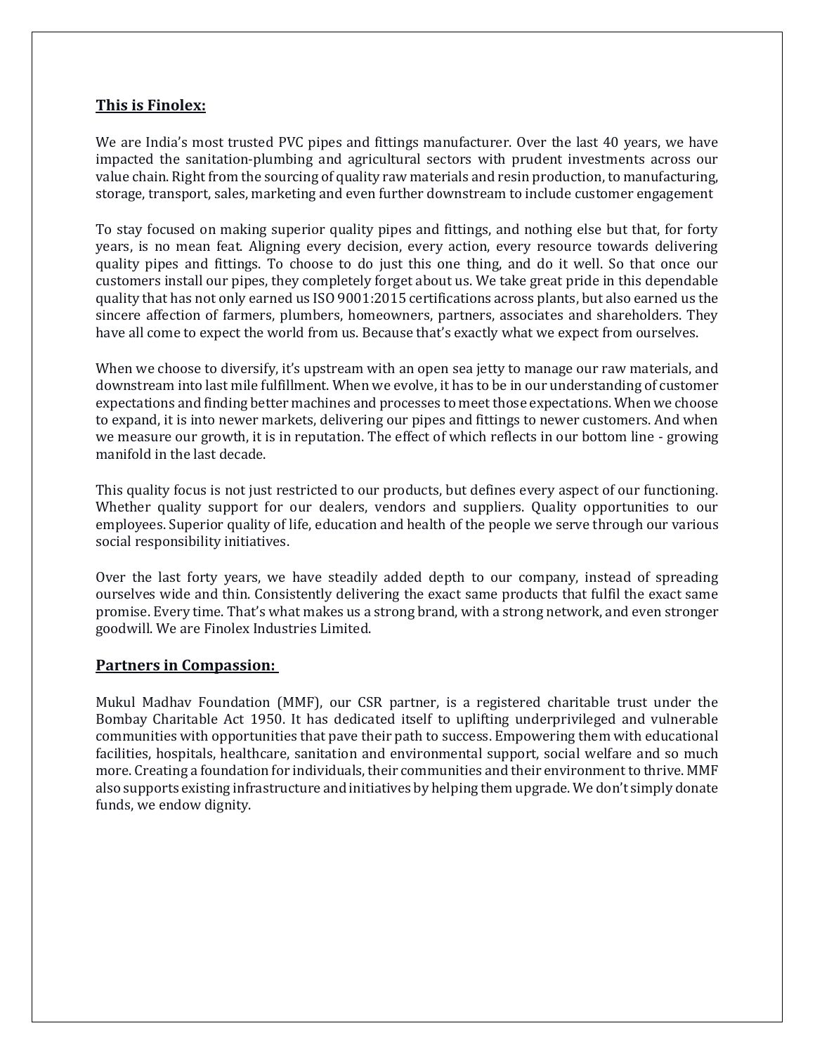## This is Finolex:

We are India's most trusted PVC pipes and fittings manufacturer. Over the last 40 years, we have impacted the sanitation-plumbing and agricultural sectors with prudent investments across our value chain. Right from the sourcing of quality raw materials and resin production, to manufacturing, storage, transport, sales, marketing and even further downstream to include customer engagement

To stay focused on making superior quality pipes and fittings, and nothing else but that, for forty years, is no mean feat. Aligning every decision, every action, every resource towards delivering quality pipes and fittings. To choose to do just this one thing, and do it well. So that once our customers install our pipes, they completely forget about us. We take great pride in this dependable quality that has not only earned us ISO 9001:2015 certifications across plants, but also earned us the sincere affection of farmers, plumbers, homeowners, partners, associates and shareholders. They have all come to expect the world from us. Because that's exactly what we expect from ourselves.

When we choose to diversify, it's upstream with an open sea jetty to manage our raw materials, and downstream into last mile fulfillment. When we evolve, it has to be in our understanding of customer expectations and finding better machines and processes to meet those expectations. When we choose to expand, it is into newer markets, delivering our pipes and fittings to newer customers. And when we measure our growth, it is in reputation. The effect of which reflects in our bottom line - growing manifold in the last decade.

This quality focus is not just restricted to our products, but defines every aspect of our functioning. Whether quality support for our dealers, vendors and suppliers. Quality opportunities to our employees. Superior quality of life, education and health of the people we serve through our various social responsibility initiatives.

Over the last forty years, we have steadily added depth to our company, instead of spreading ourselves wide and thin. Consistently delivering the exact same products that fulfil the exact same promise. Every time. That's what makes us a strong brand, with a strong network, and even stronger goodwill. We are Finolex Industries Limited.

## Partners in Compassion:

Mukul Madhav Foundation (MMF), our CSR partner, is a registered charitable trust under the Bombay Charitable Act 1950. It has dedicated itself to uplifting underprivileged and vulnerable communities with opportunities that pave their path to success. Empowering them with educational facilities, hospitals, healthcare, sanitation and environmental support, social welfare and so much more. Creating a foundation for individuals, their communities and their environment to thrive. MMF also supports existing infrastructure and initiatives by helping them upgrade. We don't simply donate funds, we endow dignity.